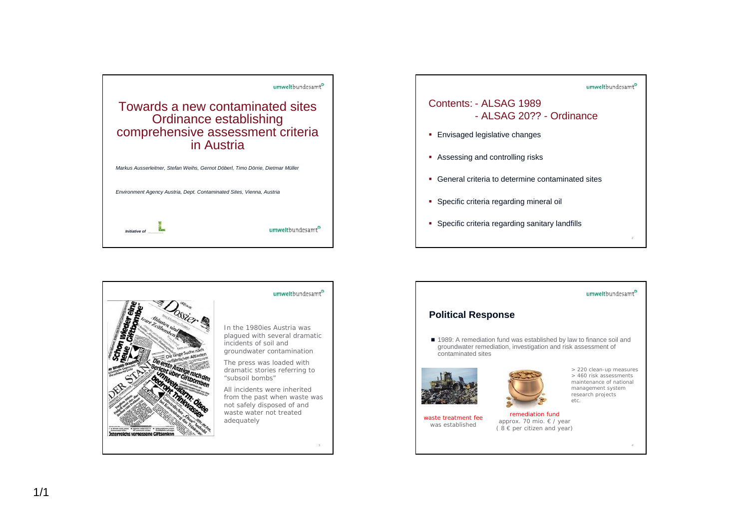# Towards a new contaminated sites Ordinance establishing comprehensive assessment criteria in Austria

*Markus Ausserleitner, Stefan Weihs, Gernot Döberl, Timo Dörrie, Dietmar Müller*

*Environment Agency Austria, Dept. Contaminated Sites, Vienna, Austria*

*Initiative of*

---

## Contents: - ALSAG 1989 - ALSAG 20?? - Ordinance

- Envisaged legislative changes
- Assessing and controlling risks
- General criteria to determine contaminated sites
- Specific criteria regarding mineral oil
- Specific criteria regarding sanitary landfills

---

In the 1980ies Austria was plagued with several dramatic incidents of soil and groundwater contamination

The press was loaded with dramatic stories referring to "subsoil bombs"

All incidents were inherited from the past when waste was not safely disposed of and waste water not treated adequately

---

## Political Response

- 1989: A remediation fund was established by law to finance soil and groundwater remediation, investigation and risk assessment of contaminated sites

waste treatment fee was established

remediation fund approx. 70 mio. € / year ( 8 € per citizen and year)

> 220 clean-up measures
> 460 risk assessments
maintenance of national management system
research projects
etc.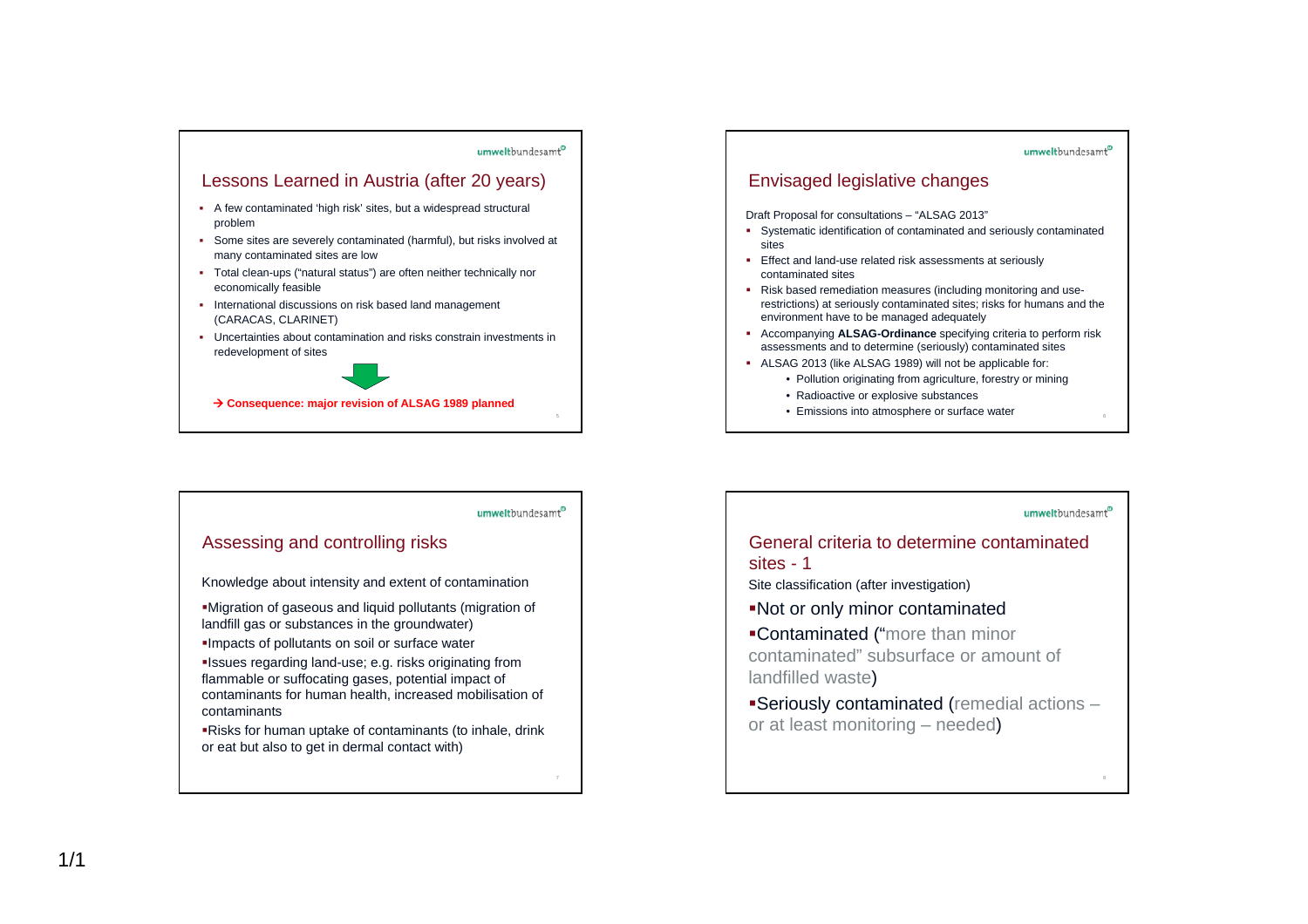## Lessons Learned in Austria (after 20 years)

- A few contaminated 'high risk' sites, but a widespread structural problem
- Some sites are severely contaminated (harmful), but risks involved at many contaminated sites are low
- Total clean-ups ("natural status") are often neither technically nor economically feasible
- International discussions on risk based land management (CARACAS, CLARINET)
- Uncertainties about contamination and risks constrain investments in redevelopment of sites

**→ Consequence: major revision of ALSAG 1989 planned**

## Envisaged legislative changes

Draft Proposal for consultations – "ALSAG 2013"

- Systematic identification of contaminated and seriously contaminated sites
- Effect and land-use related risk assessments at seriously contaminated sites
- Risk based remediation measures (including monitoring and use-restrictions) at seriously contaminated sites; risks for humans and the environment have to be managed adequately
- Accompanying **ALSAG-Ordinance** specifying criteria to perform risk assessments and to determine (seriously) contaminated sites
- ALSAG 2013 (like ALSAG 1989) will not be applicable for:
  - Pollution originating from agriculture, forestry or mining
  - Radioactive or explosive substances
  - Emissions into atmosphere or surface water

## Assessing and controlling risks

Knowledge about intensity and extent of contamination

- Migration of gaseous and liquid pollutants (migration of landfill gas or substances in the groundwater)
- Impacts of pollutants on soil or surface water
- Issues regarding land-use; e.g. risks originating from flammable or suffocating gases, potential impact of contaminants for human health, increased mobilisation of contaminants
- Risks for human uptake of contaminants (to inhale, drink or eat but also to get in dermal contact with)

## General criteria to determine contaminated sites - 1

Site classification (after investigation)

- Not or only minor contaminated
- Contaminated ("more than minor contaminated" subsurface or amount of landfilled waste)
- Seriously contaminated (remedial actions – or at least monitoring – needed)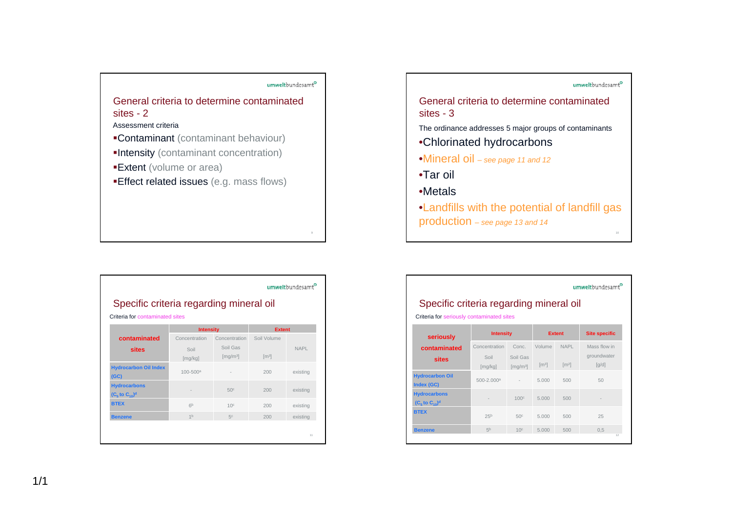## General criteria to determine contaminated sites - 2

Assessment criteria

- Contaminant (contaminant behaviour)
- Intensity (contaminant concentration)
- Extent (volume or area)
- Effect related issues (e.g. mass flows)

## General criteria to determine contaminated sites - 3

The ordinance addresses 5 major groups of contaminants

- Chlorinated hydrocarbons
- Mineral oil *– see page 11 and 12*
- Tar oil
- Metals
- Landfills with the potential of landfill gas production *– see page 13 and 14*

## Specific criteria regarding mineral oil

Criteria for contaminated sites

| contaminated sites | Intensity | | Extent | |
|---|---|---|---|---|
| | Concentration Soil [mg/kg] | Concentration Soil Gas [mg/m³] | Soil Volume [m³] | NAPL |
| Hydrocarbon Oil Index (GC) | 100-500[a] | - | 200 | existing |
| Hydrocarbons ($C_5$ to $C_{10}$)[d] | - | 50[c] | 200 | existing |
| BTEX | 6[b] | 10[c] | 200 | existing |
| Benzene | 1[b] | 5[c] | 200 | existing |

## Specific criteria regarding mineral oil

Criteria for seriously contaminated sites

| seriously contaminated sites | Intensity | | Extent | | Site specific |
|---|---|---|---|---|---|
| | Concentration Soil [mg/kg] | Conc. Soil Gas [mg/m³] | Volume [m³] | NAPL [m²] | Mass flow in groundwater [g/d] |
| Hydrocarbon Oil Index (GC) | 500-2.000[a] | - | 5.000 | 500 | 50 |
| Hydrocarbons ($C_5$ to $C_{10}$)[d] | - | 100[c] | 5.000 | 500 | - |
| BTEX | 25[b] | 50[c] | 5.000 | 500 | 25 |
| Benzene | 5[b] | 10[c] | 5.000 | 500 | 0,5 |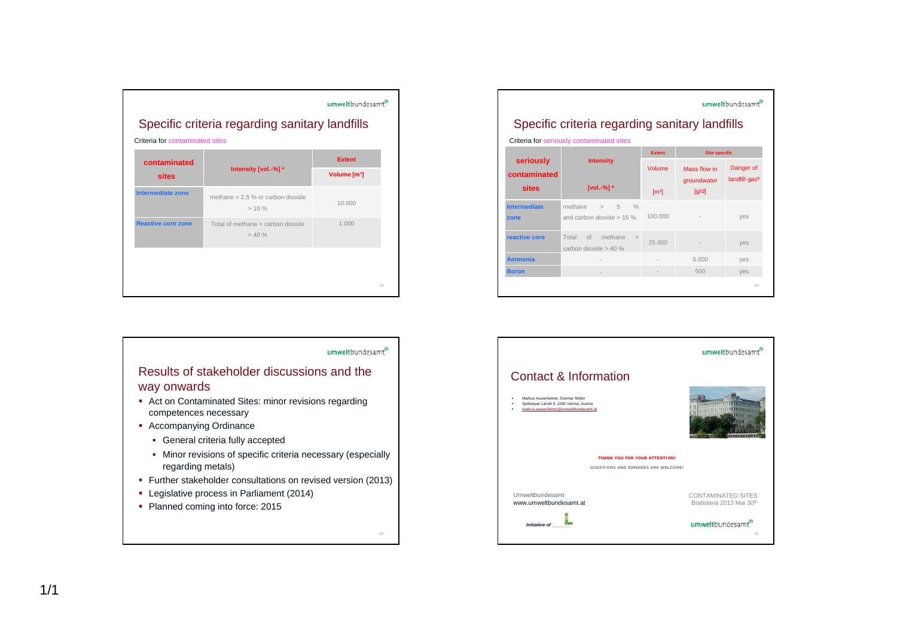## Specific criteria regarding sanitary landfills

Criteria for contaminated sites

| contaminated sites | Intensity [vol.-%] [a] | Extent |
|---|---|---|
| | | Volume [m³] |
| Intermediate zone | methane > 2,5 % or carbon dioxide > 10 % | 10.000 |
| Reactive core zone | Total of methane + carbon dioxide > 40 % | 1.000 |

## Specific criteria regarding sanitary landfills

Criteria for seriously contaminated sites

| seriously contaminated sites | Intensity [vol.-%] [a] | Extent | Site specific | |
|---|---|---|---|---|
| | | Volume [m³] | Mass flow in groundwater [g/d] | Danger of landfill gas[b] |
| Intermediate zone | methane > 5 % and carbon dioxide > 15 % | 100.000 | - | yes |
| reactive core | Total of methane + carbon dioxide > 40 % | 25.000 | - | yes |
| Ammonia | - | - | 5.000 | yes |
| Boron | - | - | 500 | yes |

## Results of stakeholder discussions and the way onwards

- Act on Contaminated Sites: minor revisions regarding competences necessary
- Accompanying Ordinance
  - General criteria fully accepted
  - Minor revisions of specific criteria necessary (especially regarding metals)
- Further stakeholder consultations on revised version (2013)
- Legislative process in Parliament (2014)
- Planned coming into force: 2015

## Contact & Information

- Markus Ausserleitner, Dietmar Müller
- *Spittelauer Lände 5, 1090 Vienna, Austria*
- markus.ausserleitner@umweltbundesamt.at

**THANK YOU FOR YOUR ATTENTION!**

QUESTIONS AND REMARKS ARE WELCOME!

Umweltbundesamt
www.umweltbundesamt.at

CONTAMINATED SITES
Bratislava 2013 Mai 30th

*Initiative of*